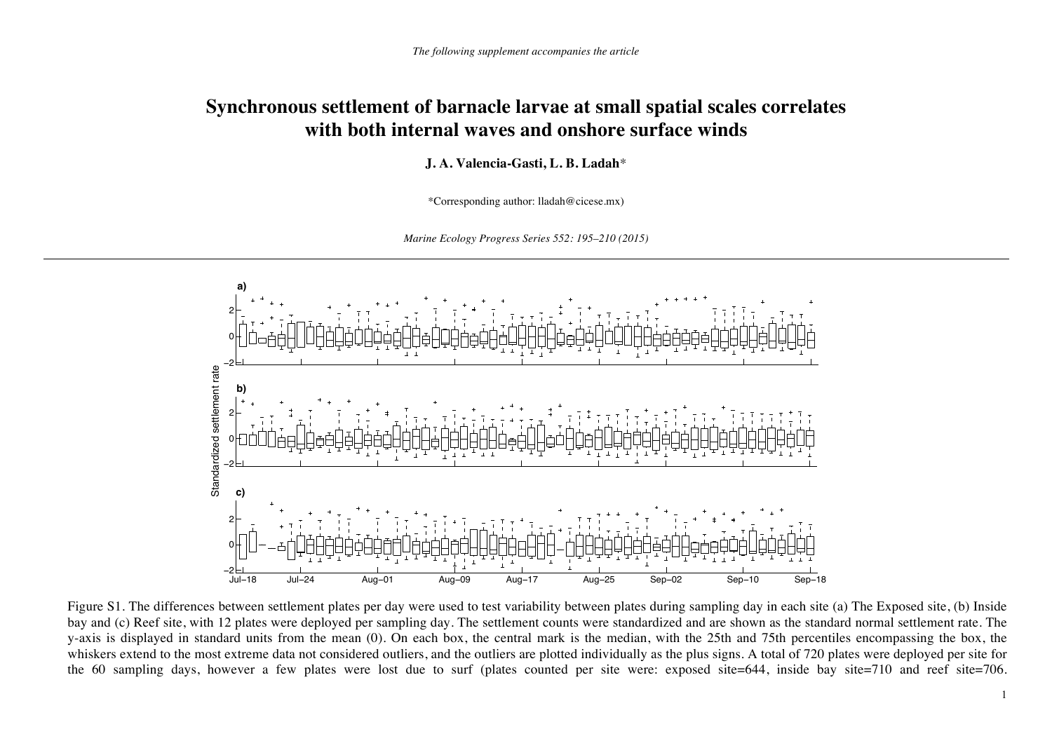*The following supplement accompanies the article*

# Synchronous settlement of barnacle larvae at small spatial scales correlates with both internal waves and onshore surface winds

**J. A. Valencia-Gasti, L. B. Ladah***

*Corresponding author: lladah@cicese.mx)

*Marine Ecology Progress Series 552: 195–210 (2015)*

---

Figure S1. The differences between settlement plates per day were used to test variability between plates during sampling day in each site (a) The Exposed site, (b) Inside bay and (c) Reef site, with 12 plates were deployed per sampling day. The settlement counts were standardized and are shown as the standard normal settlement rate. The y-axis is displayed in standard units from the mean (0). On each box, the central mark is the median, with the 25th and 75th percentiles encompassing the box, the whiskers extend to the most extreme data not considered outliers, and the outliers are plotted individually as the plus signs. A total of 720 plates were deployed per site for the 60 sampling days, however a few plates were lost due to surf (plates counted per site were: exposed site=644, inside bay site=710 and reef site=706.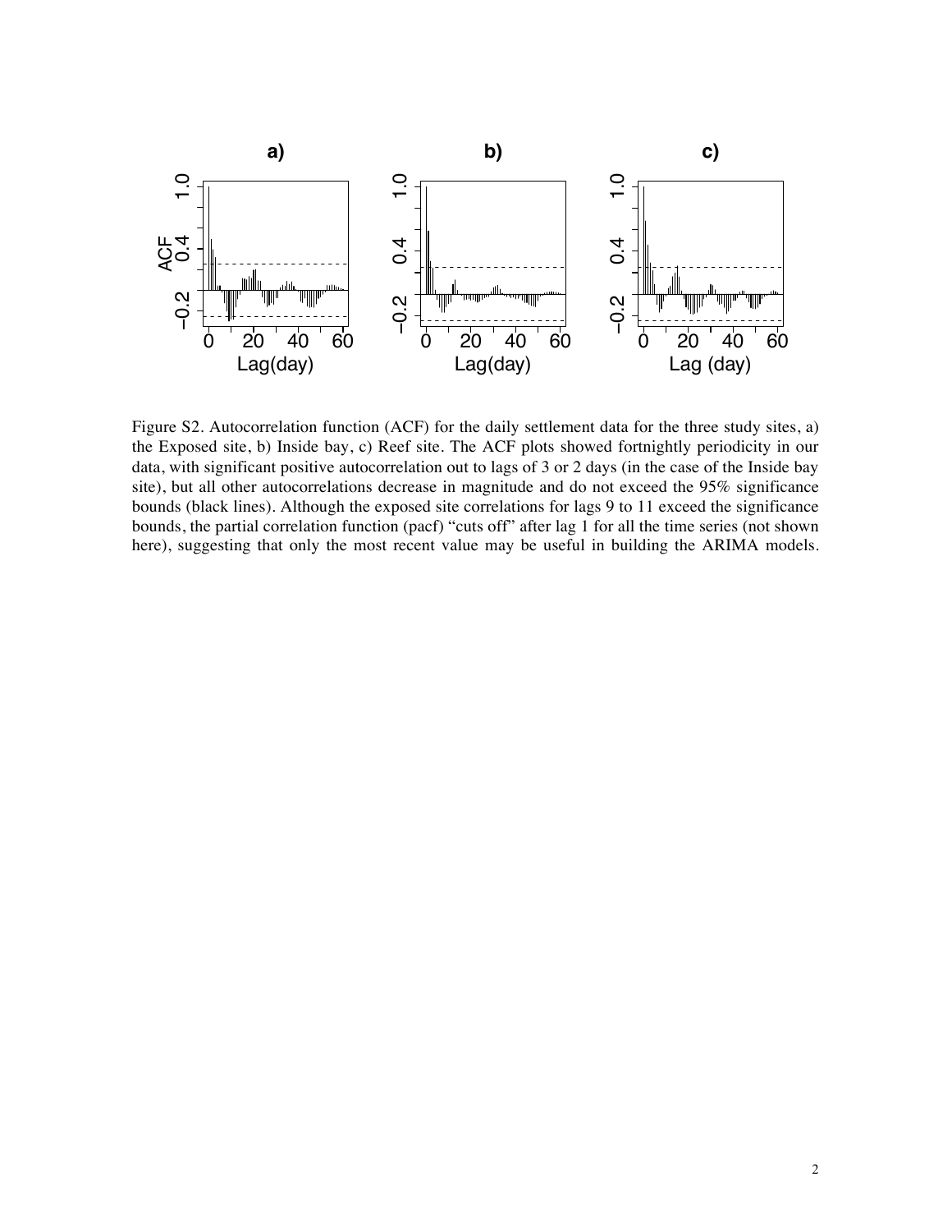Figure S2. Autocorrelation function (ACF) for the daily settlement data for the three study sites, a) the Exposed site, b) Inside bay, c) Reef site. The ACF plots showed fortnightly periodicity in our data, with significant positive autocorrelation out to lags of 3 or 2 days (in the case of the Inside bay site), but all other autocorrelations decrease in magnitude and do not exceed the 95% significance bounds (black lines). Although the exposed site correlations for lags 9 to 11 exceed the significance bounds, the partial correlation function (pacf) "cuts off" after lag 1 for all the time series (not shown here), suggesting that only the most recent value may be useful in building the ARIMA models.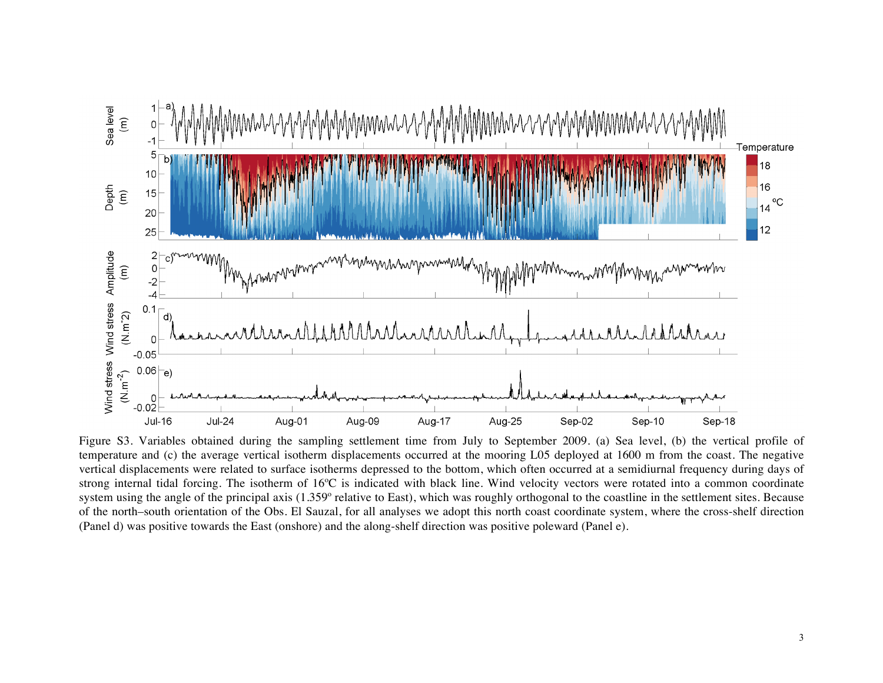Figure S3. Variables obtained during the sampling settlement time from July to September 2009. (a) Sea level, (b) the vertical profile of temperature and (c) the average vertical isotherm displacements occurred at the mooring L05 deployed at 1600 m from the coast. The negative vertical displacements were related to surface isotherms depressed to the bottom, which often occurred at a semidiurnal frequency during days of strong internal tidal forcing. The isotherm of 16ºC is indicated with black line. Wind velocity vectors were rotated into a common coordinate system using the angle of the principal axis (1.359º relative to East), which was roughly orthogonal to the coastline in the settlement sites. Because of the north–south orientation of the Obs. El Sauzal, for all analyses we adopt this north coast coordinate system, where the cross-shelf direction (Panel d) was positive towards the East (onshore) and the along-shelf direction was positive poleward (Panel e).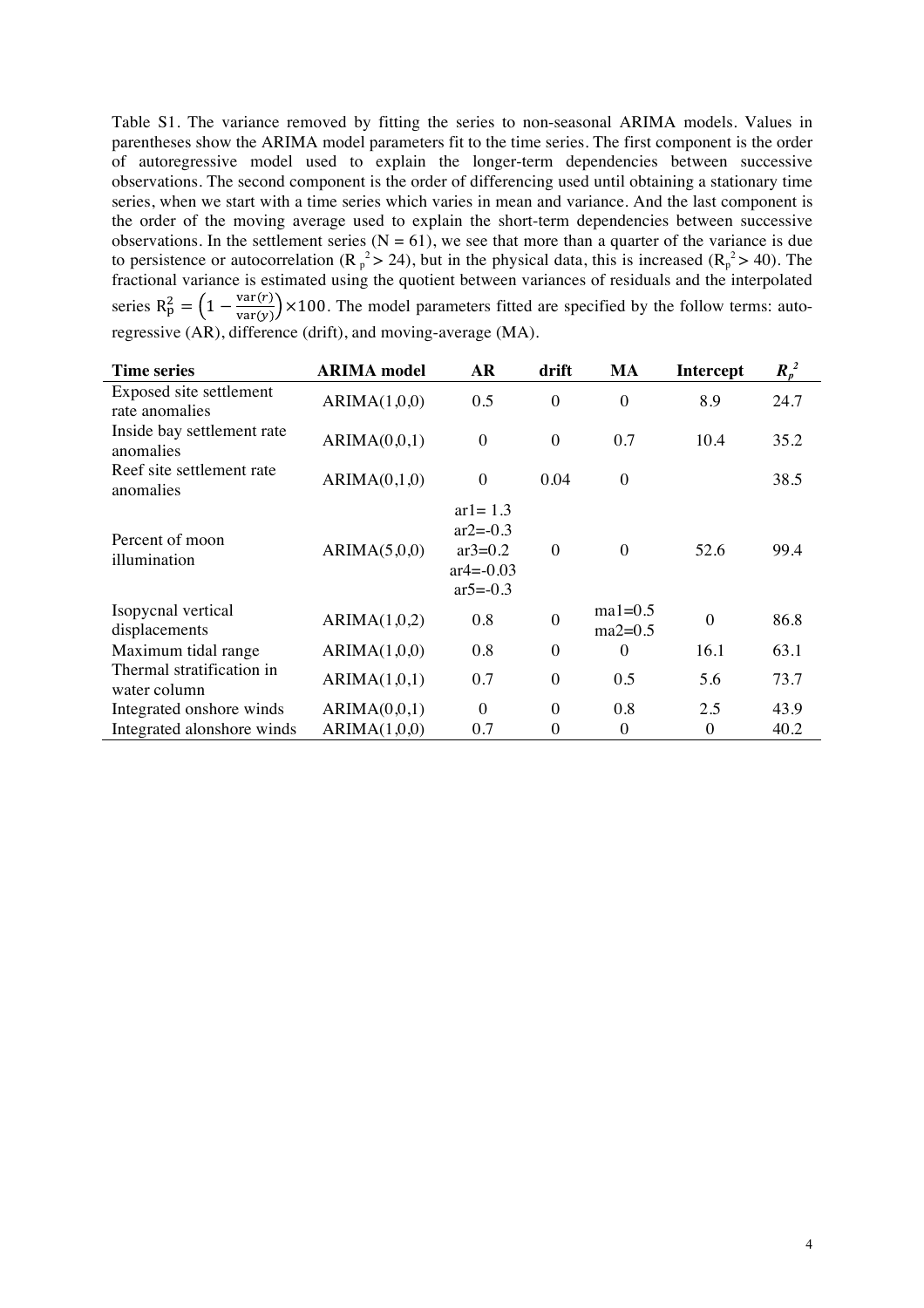Table S1. The variance removed by fitting the series to non-seasonal ARIMA models. Values in parentheses show the ARIMA model parameters fit to the time series. The first component is the order of autoregressive model used to explain the longer-term dependencies between successive observations. The second component is the order of differencing used until obtaining a stationary time series, when we start with a time series which varies in mean and variance. And the last component is the order of the moving average used to explain the short-term dependencies between successive observations. In the settlement series (N = 61), we see that more than a quarter of the variance is due to persistence or autocorrelation ($R_p^2 > 24$), but in the physical data, this is increased ($R_p^2 > 40$). The fractional variance is estimated using the quotient between variances of residuals and the interpolated series $R_p^2 = \left(1 - \frac{\text{var}(r)}{\text{var}(y)}\right) \times 100$. The model parameters fitted are specified by the follow terms: auto-regressive (AR), difference (drift), and moving-average (MA).

| Time series | ARIMA model | AR | drift | MA | Intercept | $R_p^2$ |
|---|---|---|---|---|---|---|
| Exposed site settlement rate anomalies | ARIMA(1,0,0) | 0.5 | 0 | 0 | 8.9 | 24.7 |
| Inside bay settlement rate anomalies | ARIMA(0,0,1) | 0 | 0 | 0.7 | 10.4 | 35.2 |
| Reef site settlement rate anomalies | ARIMA(0,1,0) | 0 | 0.04 | 0 | | 38.5 |
| Percent of moon illumination | ARIMA(5,0,0) | ar1= 1.3<br>ar2=-0.3<br>ar3=0.2<br>ar4=-0.03<br>ar5=-0.3 | 0 | 0 | 52.6 | 99.4 |
| Isopycnal vertical displacements | ARIMA(1,0,2) | 0.8 | 0 | ma1=0.5<br>ma2=0.5 | 0 | 86.8 |
| Maximum tidal range | ARIMA(1,0,0) | 0.8 | 0 | 0 | 16.1 | 63.1 |
| Thermal stratification in water column | ARIMA(1,0,1) | 0.7 | 0 | 0.5 | 5.6 | 73.7 |
| Integrated onshore winds | ARIMA(0,0,1) | 0 | 0 | 0.8 | 2.5 | 43.9 |
| Integrated alonshore winds | ARIMA(1,0,0) | 0.7 | 0 | 0 | 0 | 40.2 |